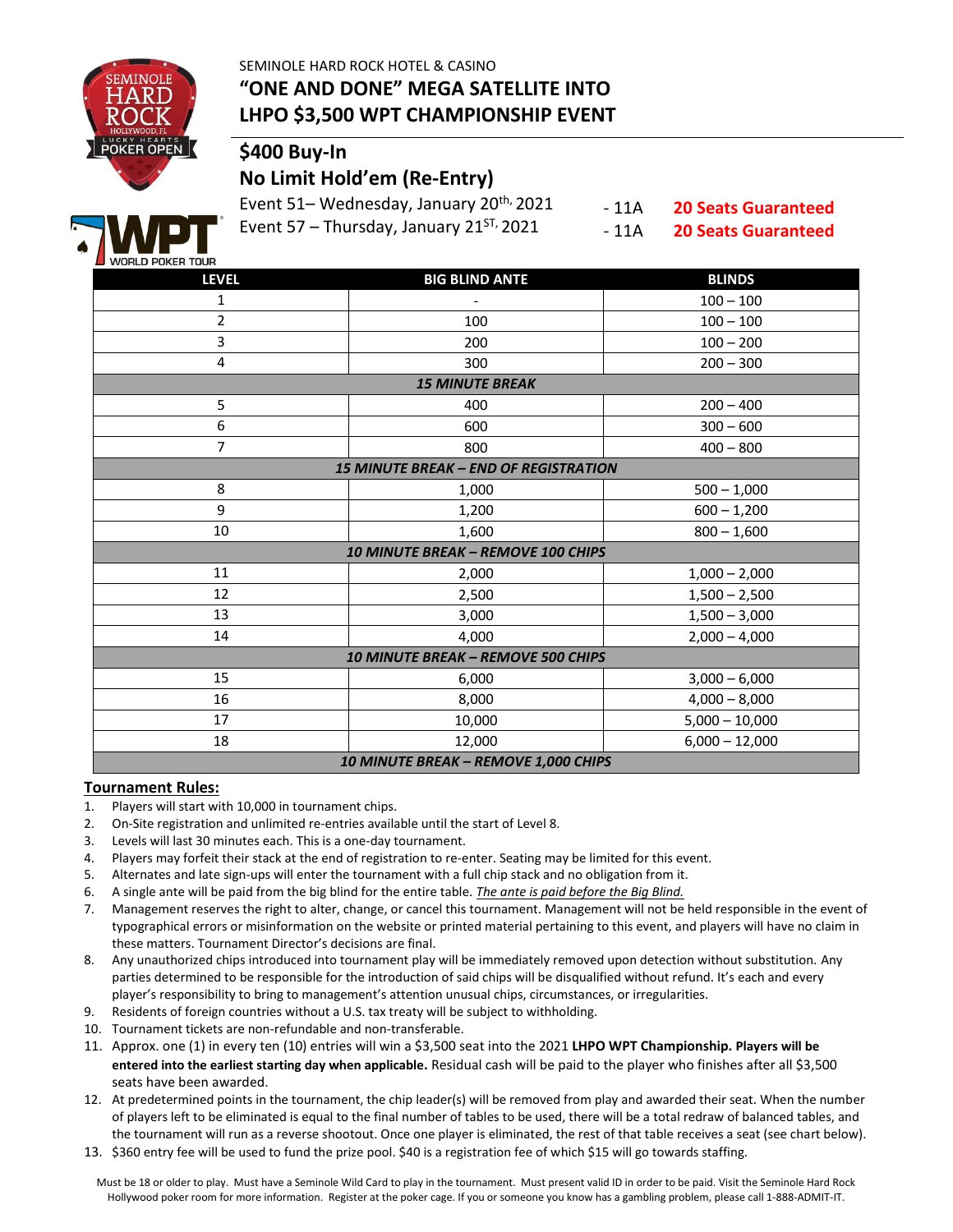SEMINOLE HARD ROCK HOTEL & CASINO

# "ONE AND DONE" MEGA SATELLITE INTO LHPO $3,500 WPT CHAMPIONSHIP EVENT

## $400 Buy-In

## No Limit Hold'em (Re-Entry)

Event 51– Wednesday, January 20th, 2021 - 11A **20 Seats Guaranteed**

Event 57 – Thursday, January 21ST, 2021 - 11A **20 Seats Guaranteed**

| LEVEL | BIG BLIND ANTE | BLINDS |
|---|---|---|
| 1 | - | 100 – 100 |
| 2 | 100 | 100 – 100 |
| 3 | 200 | 100 – 200 |
| 4 | 300 | 200 – 300 |
| | ***15 MINUTE BREAK*** | |
| 5 | 400 | 200 – 400 |
| 6 | 600 | 300 – 600 |
| 7 | 800 | 400 – 800 |
| | ***15 MINUTE BREAK – END OF REGISTRATION*** | |
| 8 | 1,000 | 500 – 1,000 |
| 9 | 1,200 | 600 – 1,200 |
| 10 | 1,600 | 800 – 1,600 |
| | ***10 MINUTE BREAK – REMOVE 100 CHIPS*** | |
| 11 | 2,000 | 1,000 – 2,000 |
| 12 | 2,500 | 1,500 – 2,500 |
| 13 | 3,000 | 1,500 – 3,000 |
| 14 | 4,000 | 2,000 – 4,000 |
| | ***10 MINUTE BREAK – REMOVE 500 CHIPS*** | |
| 15 | 6,000 | 3,000 – 6,000 |
| 16 | 8,000 | 4,000 – 8,000 |
| 17 | 10,000 | 5,000 – 10,000 |
| 18 | 12,000 | 6,000 – 12,000 |
| | ***10 MINUTE BREAK – REMOVE 1,000 CHIPS*** | |

**Tournament Rules:**

1. Players will start with 10,000 in tournament chips.
2. On-Site registration and unlimited re-entries available until the start of Level 8.
3. Levels will last 30 minutes each. This is a one-day tournament.
4. Players may forfeit their stack at the end of registration to re-enter. Seating may be limited for this event.
5. Alternates and late sign-ups will enter the tournament with a full chip stack and no obligation from it.
6. A single ante will be paid from the big blind for the entire table. *The ante is paid before the Big Blind.*
7. Management reserves the right to alter, change, or cancel this tournament. Management will not be held responsible in the event of typographical errors or misinformation on the website or printed material pertaining to this event, and players will have no claim in these matters. Tournament Director's decisions are final.
8. Any unauthorized chips introduced into tournament play will be immediately removed upon detection without substitution. Any parties determined to be responsible for the introduction of said chips will be disqualified without refund. It's each and every player's responsibility to bring to management's attention unusual chips, circumstances, or irregularities.
9. Residents of foreign countries without a U.S. tax treaty will be subject to withholding.
10. Tournament tickets are non-refundable and non-transferable.
11. Approx. one (1) in every ten (10) entries will win a $3,500 seat into the 2021 **LHPO WPT Championship. Players will be entered into the earliest starting day when applicable.** Residual cash will be paid to the player who finishes after all $3,500 seats have been awarded.
12. At predetermined points in the tournament, the chip leader(s) will be removed from play and awarded their seat. When the number of players left to be eliminated is equal to the final number of tables to be used, there will be a total redraw of balanced tables, and the tournament will run as a reverse shootout. Once one player is eliminated, the rest of that table receives a seat (see chart below).
13. $360 entry fee will be used to fund the prize pool. $40 is a registration fee of which $15 will go towards staffing.

Must be 18 or older to play. Must have a Seminole Wild Card to play in the tournament. Must present valid ID in order to be paid. Visit the Seminole Hard Rock Hollywood poker room for more information. Register at the poker cage. If you or someone you know has a gambling problem, please call 1-888-ADMIT-IT.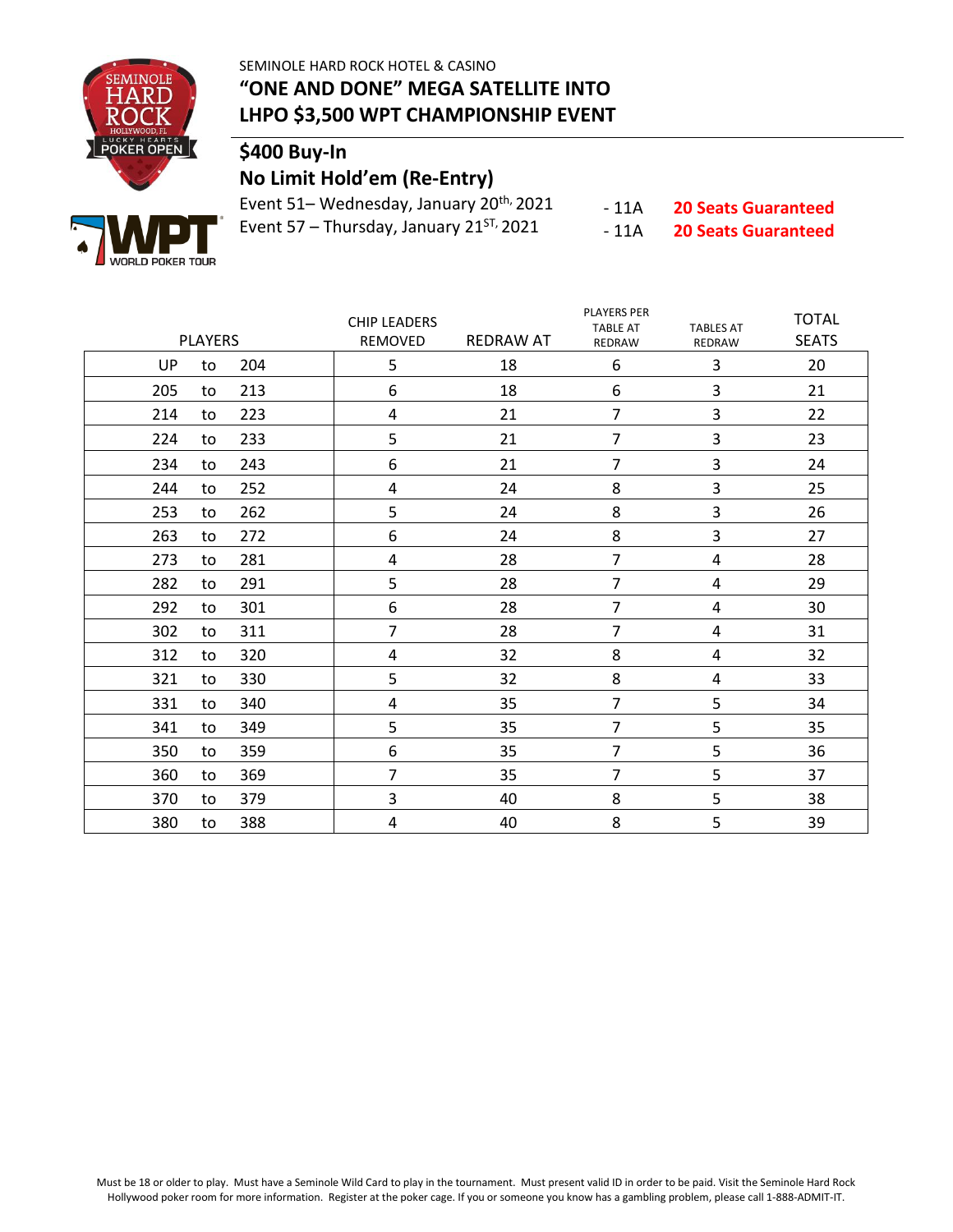SEMINOLE HARD ROCK HOTEL & CASINO

# "ONE AND DONE" MEGA SATELLITE INTO LHPO $3,500 WPT CHAMPIONSHIP EVENT

## $400 Buy-In

## No Limit Hold'em (Re-Entry)

Event 51– Wednesday, January 20th, 2021 - 11A **20 Seats Guaranteed**

Event 57 – Thursday, January 21ST, 2021 - 11A **20 Seats Guaranteed**

| PLAYERS | CHIP LEADERS REMOVED | REDRAW AT | PLAYERS PER TABLE AT REDRAW | TABLES AT REDRAW | TOTAL SEATS |
|---|---|---|---|---|---|
| UP to 204 | 5 | 18 | 6 | 3 | 20 |
| 205 to 213 | 6 | 18 | 6 | 3 | 21 |
| 214 to 223 | 4 | 21 | 7 | 3 | 22 |
| 224 to 233 | 5 | 21 | 7 | 3 | 23 |
| 234 to 243 | 6 | 21 | 7 | 3 | 24 |
| 244 to 252 | 4 | 24 | 8 | 3 | 25 |
| 253 to 262 | 5 | 24 | 8 | 3 | 26 |
| 263 to 272 | 6 | 24 | 8 | 3 | 27 |
| 273 to 281 | 4 | 28 | 7 | 4 | 28 |
| 282 to 291 | 5 | 28 | 7 | 4 | 29 |
| 292 to 301 | 6 | 28 | 7 | 4 | 30 |
| 302 to 311 | 7 | 28 | 7 | 4 | 31 |
| 312 to 320 | 4 | 32 | 8 | 4 | 32 |
| 321 to 330 | 5 | 32 | 8 | 4 | 33 |
| 331 to 340 | 4 | 35 | 7 | 5 | 34 |
| 341 to 349 | 5 | 35 | 7 | 5 | 35 |
| 350 to 359 | 6 | 35 | 7 | 5 | 36 |
| 360 to 369 | 7 | 35 | 7 | 5 | 37 |
| 370 to 379 | 3 | 40 | 8 | 5 | 38 |
| 380 to 388 | 4 | 40 | 8 | 5 | 39 |

Must be 18 or older to play. Must have a Seminole Wild Card to play in the tournament. Must present valid ID in order to be paid. Visit the Seminole Hard Rock Hollywood poker room for more information. Register at the poker cage. If you or someone you know has a gambling problem, please call 1-888-ADMIT-IT.